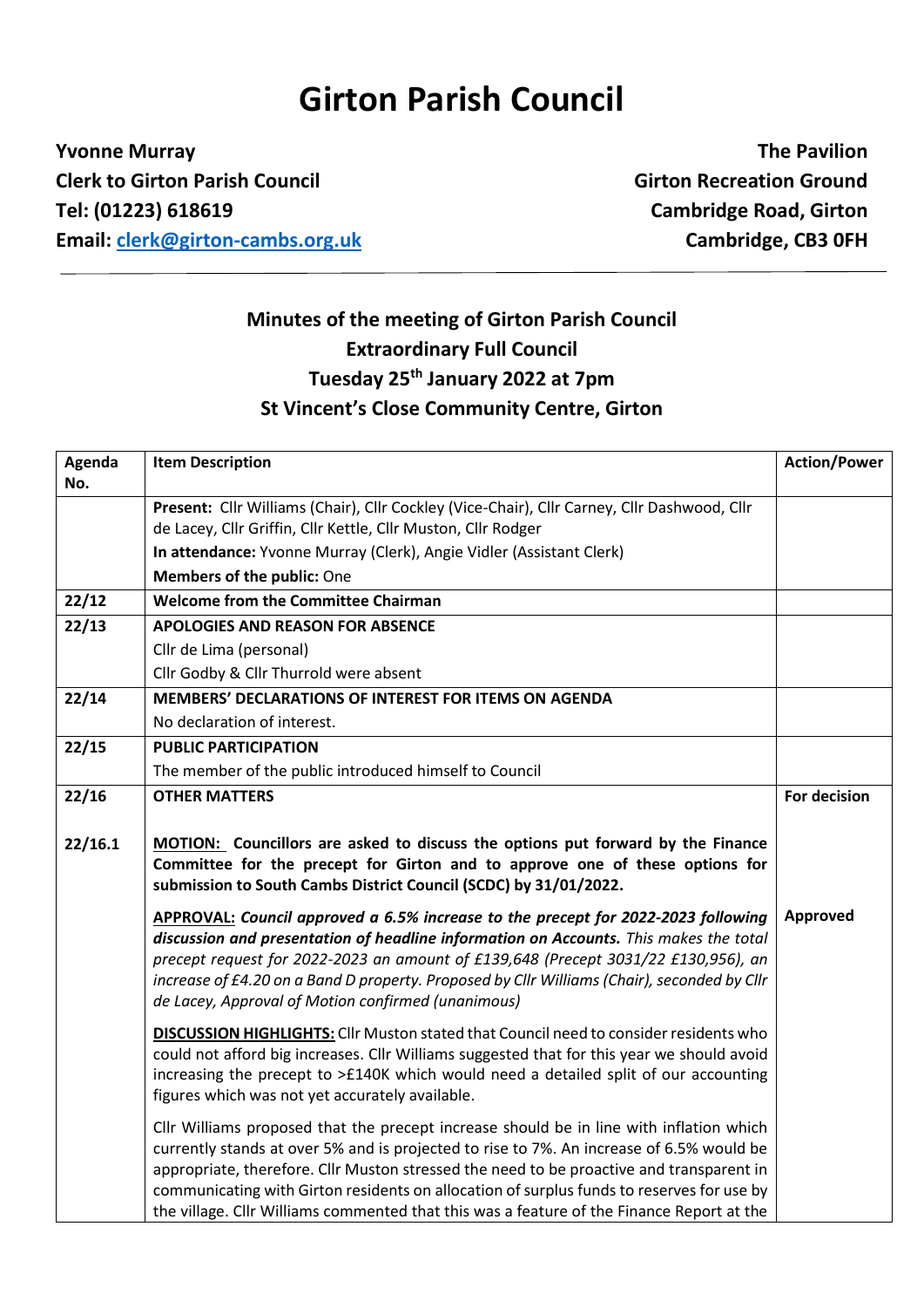# Girton Parish Council

**Yvonne Murray**
**Clerk to Girton Parish Council**
**Tel: (01223) 618619**
**Email: clerk@girton-cambs.org.uk**

**The Pavilion**
**Girton Recreation Ground**
**Cambridge Road, Girton**
**Cambridge, CB3 0FH**

## Minutes of the meeting of Girton Parish Council
## Extraordinary Full Council
## Tuesday 25th January 2022 at 7pm
## St Vincent's Close Community Centre, Girton

| Agenda No. | Item Description | Action/Power |
|---|---|---|
| | **Present:** Cllr Williams (Chair), Cllr Cockley (Vice-Chair), Cllr Carney, Cllr Dashwood, Cllr de Lacey, Cllr Griffin, Cllr Kettle, Cllr Muston, Cllr Rodger<br>**In attendance:** Yvonne Murray (Clerk), Angie Vidler (Assistant Clerk)<br>**Members of the public:** One | |
| **22/12** | **Welcome from the Committee Chairman** | |
| **22/13** | **APOLOGIES AND REASON FOR ABSENCE**<br>Cllr de Lima (personal)<br>Cllr Godby & Cllr Thurrold were absent | |
| **22/14** | **MEMBERS' DECLARATIONS OF INTEREST FOR ITEMS ON AGENDA**<br>No declaration of interest. | |
| **22/15** | **PUBLIC PARTICIPATION**<br>The member of the public introduced himself to Council | |
| **22/16** | **OTHER MATTERS** | **For decision** |
| **22/16.1** | **MOTION: Councillors are asked to discuss the options put forward by the Finance Committee for the precept for Girton and to approve one of these options for submission to South Cambs District Council (SCDC) by 31/01/2022.**<br><br>**APPROVAL:** ***Council approved a 6.5% increase to the precept for 2022-2023 following discussion and presentation of headline information on Accounts.*** *This makes the total precept request for 2022-2023 an amount of £139,648 (Precept 3031/22 £130,956), an increase of £4.20 on a Band D property. Proposed by Cllr Williams (Chair), seconded by Cllr de Lacey, Approval of Motion confirmed (unanimous)*<br><br>**DISCUSSION HIGHLIGHTS:** Cllr Muston stated that Council need to consider residents who could not afford big increases. Cllr Williams suggested that for this year we should avoid increasing the precept to >£140K which would need a detailed split of our accounting figures which was not yet accurately available.<br><br>Cllr Williams proposed that the precept increase should be in line with inflation which currently stands at over 5% and is projected to rise to 7%. An increase of 6.5% would be appropriate, therefore. Cllr Muston stressed the need to be proactive and transparent in communicating with Girton residents on allocation of surplus funds to reserves for use by the village. Cllr Williams commented that this was a feature of the Finance Report at the | **Approved** |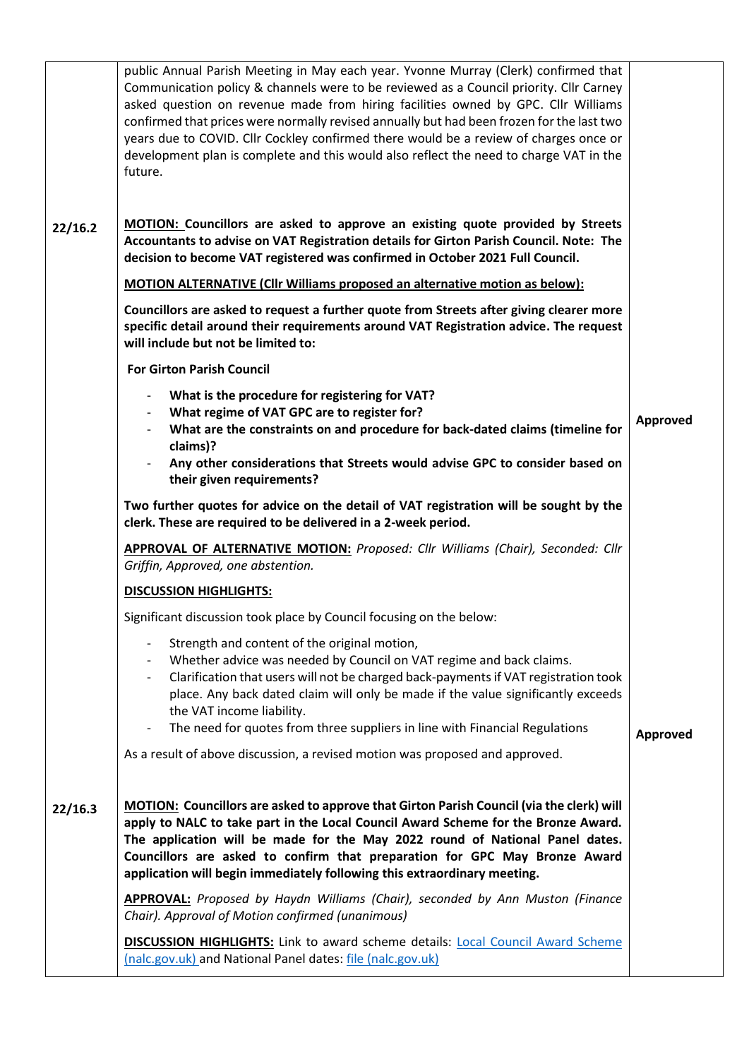| | | |
|---|---|---|
| | public Annual Parish Meeting in May each year. Yvonne Murray (Clerk) confirmed that Communication policy & channels were to be reviewed as a Council priority. Cllr Carney asked question on revenue made from hiring facilities owned by GPC. Cllr Williams confirmed that prices were normally revised annually but had been frozen for the last two years due to COVID. Cllr Cockley confirmed there would be a review of charges once or development plan is complete and this would also reflect the need to charge VAT in the future. | |
| **22/16.2** | **<u>MOTION:</u> Councillors are asked to approve an existing quote provided by Streets Accountants to advise on VAT Registration details for Girton Parish Council. Note: The decision to become VAT registered was confirmed in October 2021 Full Council.**<br><br>**<u>MOTION ALTERNATIVE (Cllr Williams proposed an alternative motion as below):</u>**<br><br>**Councillors are asked to request a further quote from Streets after giving clearer more specific detail around their requirements around VAT Registration advice. The request will include but not be limited to:**<br><br>**For Girton Parish Council**<br><br>- **What is the procedure for registering for VAT?**<br>- **What regime of VAT GPC are to register for?**<br>- **What are the constraints on and procedure for back-dated claims (timeline for claims)?**<br>- **Any other considerations that Streets would advise GPC to consider based on their given requirements?**<br><br>**Two further quotes for advice on the detail of VAT registration will be sought by the clerk. These are required to be delivered in a 2-week period.**<br><br>**<u>APPROVAL OF ALTERNATIVE MOTION:</u>** *Proposed: Cllr Williams (Chair), Seconded: Cllr Griffin, Approved, one abstention.*<br><br>**<u>DISCUSSION HIGHLIGHTS:</u>**<br><br>Significant discussion took place by Council focusing on the below:<br><br>- Strength and content of the original motion,<br>- Whether advice was needed by Council on VAT regime and back claims.<br>- Clarification that users will not be charged back-payments if VAT registration took place. Any back dated claim will only be made if the value significantly exceeds the VAT income liability.<br>- The need for quotes from three suppliers in line with Financial Regulations<br><br>As a result of above discussion, a revised motion was proposed and approved. | **Approved**<br><br>**Approved** |
| **22/16.3** | **<u>MOTION:</u> Councillors are asked to approve that Girton Parish Council (via the clerk) will apply to NALC to take part in the Local Council Award Scheme for the Bronze Award. The application will be made for the May 2022 round of National Panel dates. Councillors are asked to confirm that preparation for GPC May Bronze Award application will begin immediately following this extraordinary meeting.**<br><br>**<u>APPROVAL:</u>** *Proposed by Haydn Williams (Chair), seconded by Ann Muston (Finance Chair). Approval of Motion confirmed (unanimous)*<br><br>**<u>DISCUSSION HIGHLIGHTS:</u>** Link to award scheme details: [Local Council Award Scheme (nalc.gov.uk)]() and National Panel dates: [file (nalc.gov.uk)]() | |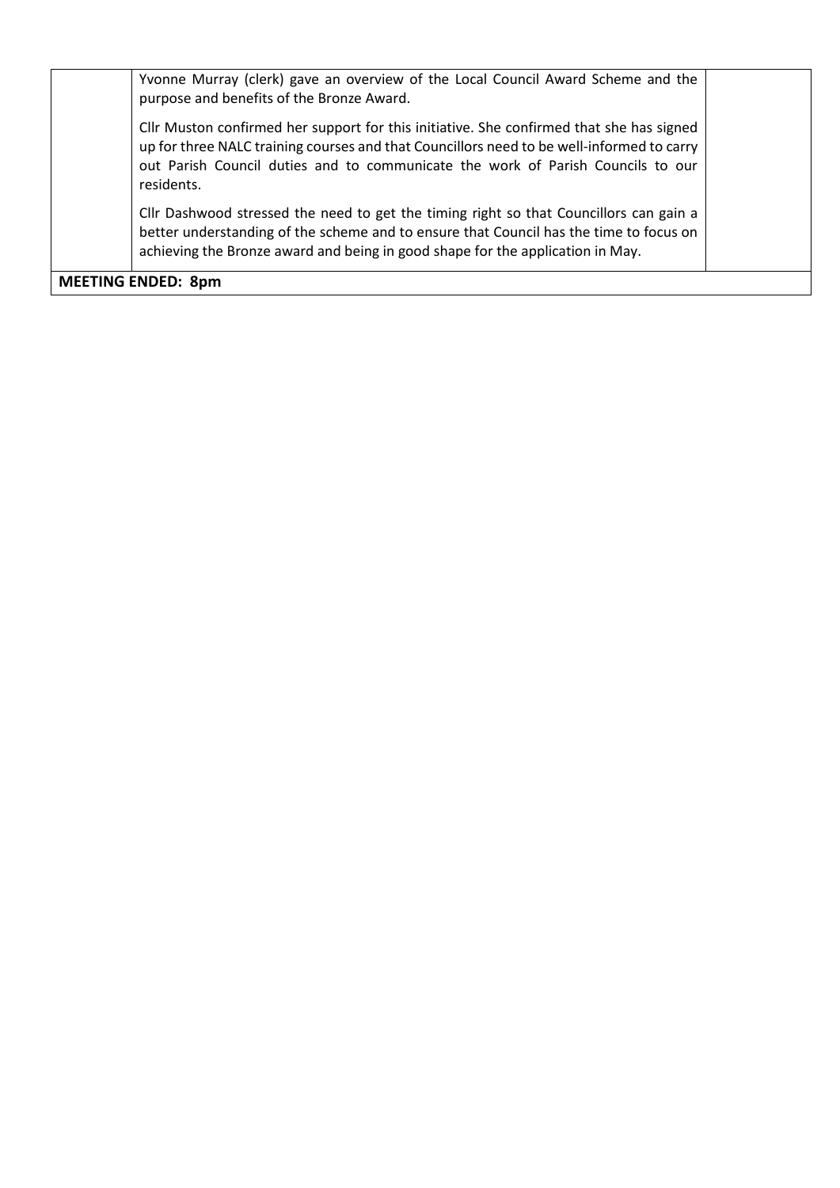| | | |
|---|---|---|
| | Yvonne Murray (clerk) gave an overview of the Local Council Award Scheme and the purpose and benefits of the Bronze Award.<br><br>Cllr Muston confirmed her support for this initiative. She confirmed that she has signed up for three NALC training courses and that Councillors need to be well-informed to carry out Parish Council duties and to communicate the work of Parish Councils to our residents.<br><br>Cllr Dashwood stressed the need to get the timing right so that Councillors can gain a better understanding of the scheme and to ensure that Council has the time to focus on achieving the Bronze award and being in good shape for the application in May. | |
| **MEETING ENDED: 8pm** | | |